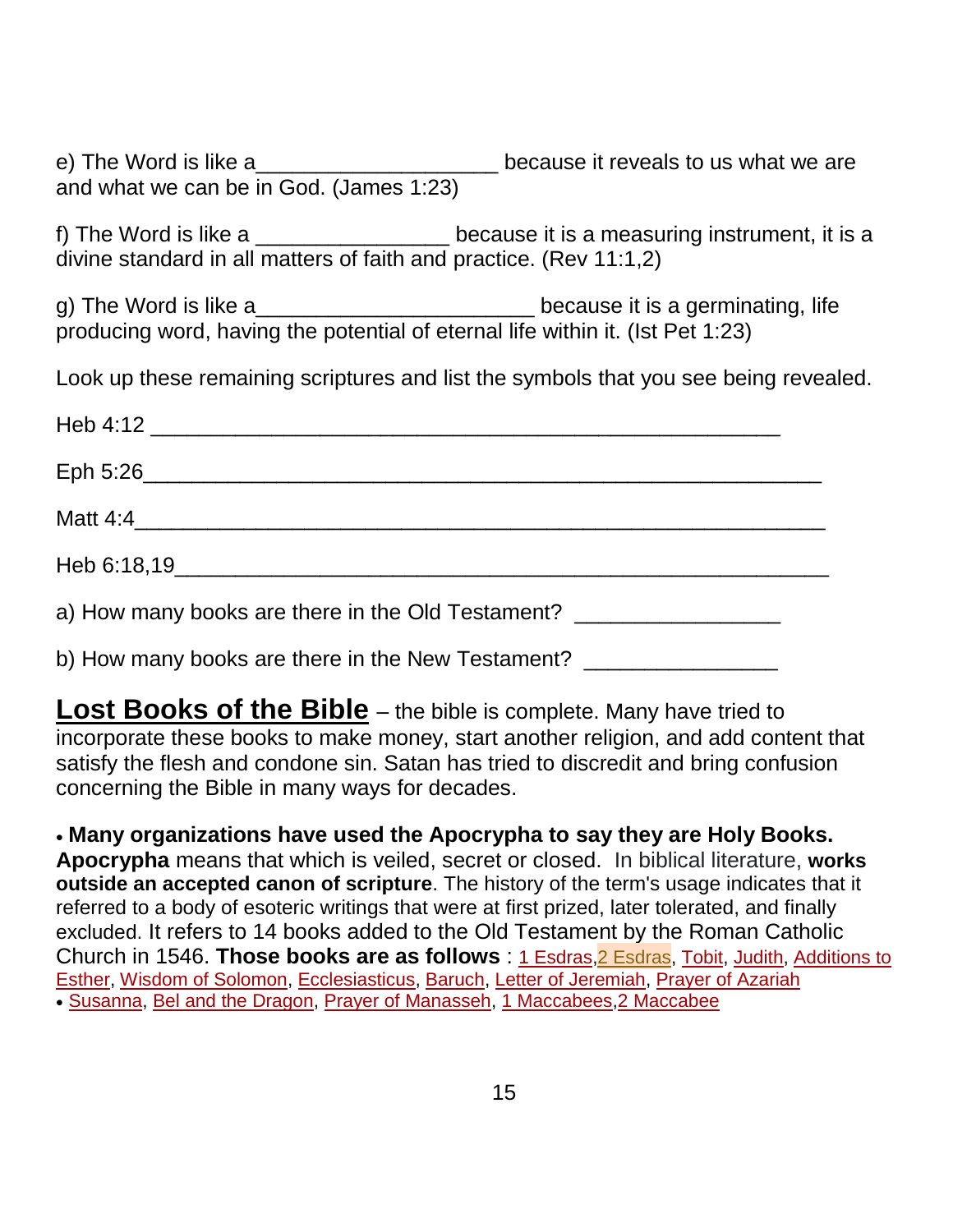e) The Word is like a___________________ because it reveals to us what we are and what we can be in God. (James 1:23)

f) The Word is like a _______________ because it is a measuring instrument, it is a divine standard in all matters of faith and practice. (Rev 11:1,2)

g) The Word is like a_____________________ because it is a germinating, life producing word, having the potential of eternal life within it. (Ist Pet 1:23)

Look up these remaining scriptures and list the symbols that you see being revealed.

Heb 4:12 _______________________________________________

Eph 5:26___________________________________________________

Matt 4:4___________________________________________________

Heb 6:18,19________________________________________________

a) How many books are there in the Old Testament? ________________

b) How many books are there in the New Testament? _______________

**Lost Books of the Bible** – the bible is complete. Many have tried to incorporate these books to make money, start another religion, and add content that satisfy the flesh and condone sin. Satan has tried to discredit and bring confusion concerning the Bible in many ways for decades.

- **Many organizations have used the Apocrypha to say they are Holy Books.** **Apocrypha** means that which is veiled, secret or closed. In biblical literature, **works outside an accepted canon of scripture**. The history of the term's usage indicates that it referred to a body of esoteric writings that were at first prized, later tolerated, and finally excluded. It refers to 14 books added to the Old Testament by the Roman Catholic Church in 1546. **Those books are as follows** : 1 Esdras, 2 Esdras, Tobit, Judith, Additions to Esther, Wisdom of Solomon, Ecclesiasticus, Baruch, Letter of Jeremiah, Prayer of Azariah
- Susanna, Bel and the Dragon, Prayer of Manasseh, 1 Maccabees, 2 Maccabee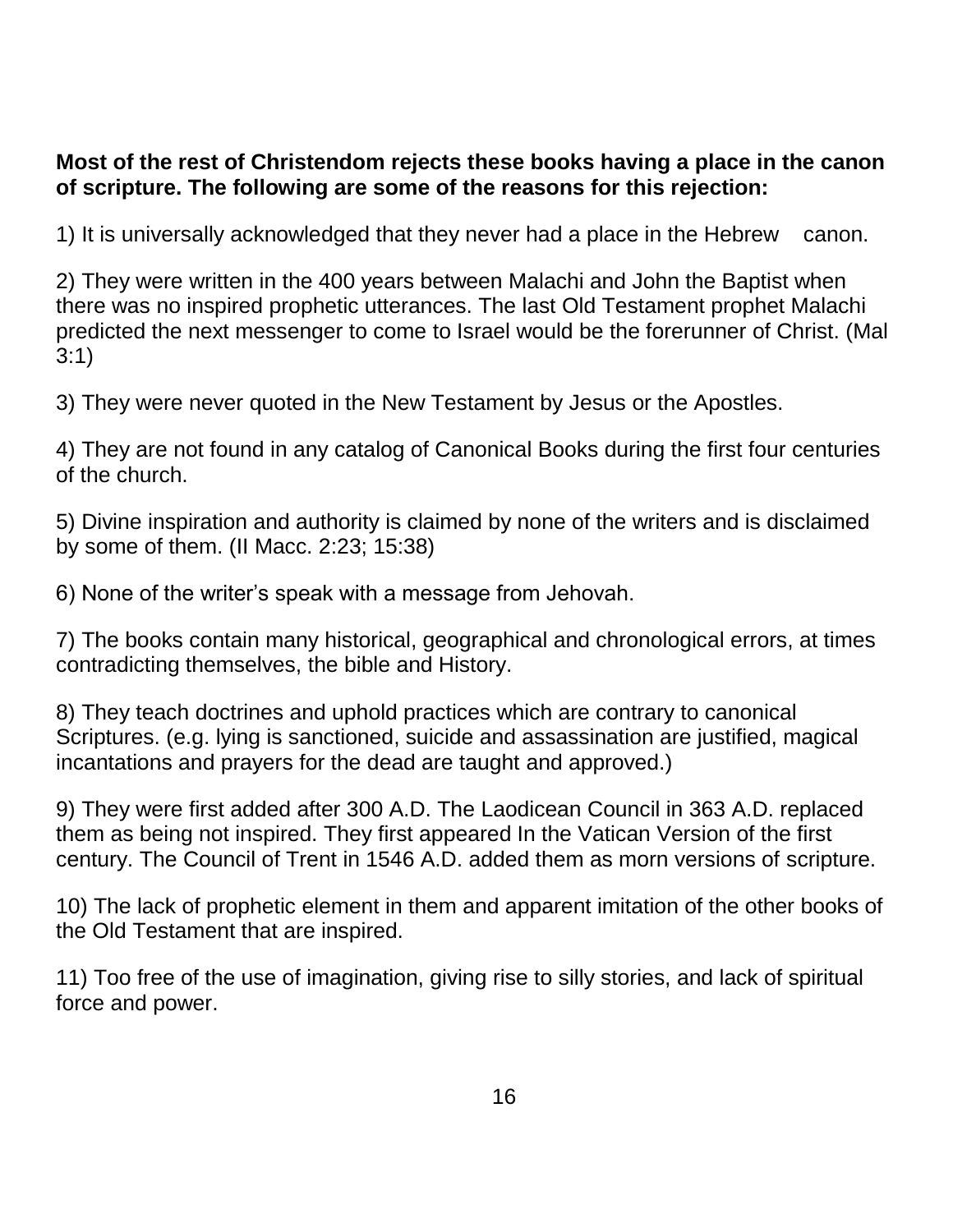**Most of the rest of Christendom rejects these books having a place in the canon of scripture. The following are some of the reasons for this rejection:**

1) It is universally acknowledged that they never had a place in the Hebrew canon.

2) They were written in the 400 years between Malachi and John the Baptist when there was no inspired prophetic utterances. The last Old Testament prophet Malachi predicted the next messenger to come to Israel would be the forerunner of Christ. (Mal 3:1)

3) They were never quoted in the New Testament by Jesus or the Apostles.

4) They are not found in any catalog of Canonical Books during the first four centuries of the church.

5) Divine inspiration and authority is claimed by none of the writers and is disclaimed by some of them. (II Macc. 2:23; 15:38)

6) None of the writer's speak with a message from Jehovah.

7) The books contain many historical, geographical and chronological errors, at times contradicting themselves, the bible and History.

8) They teach doctrines and uphold practices which are contrary to canonical Scriptures. (e.g. lying is sanctioned, suicide and assassination are justified, magical incantations and prayers for the dead are taught and approved.)

9) They were first added after 300 A.D. The Laodicean Council in 363 A.D. replaced them as being not inspired. They first appeared In the Vatican Version of the first century. The Council of Trent in 1546 A.D. added them as morn versions of scripture.

10) The lack of prophetic element in them and apparent imitation of the other books of the Old Testament that are inspired.

11) Too free of the use of imagination, giving rise to silly stories, and lack of spiritual force and power.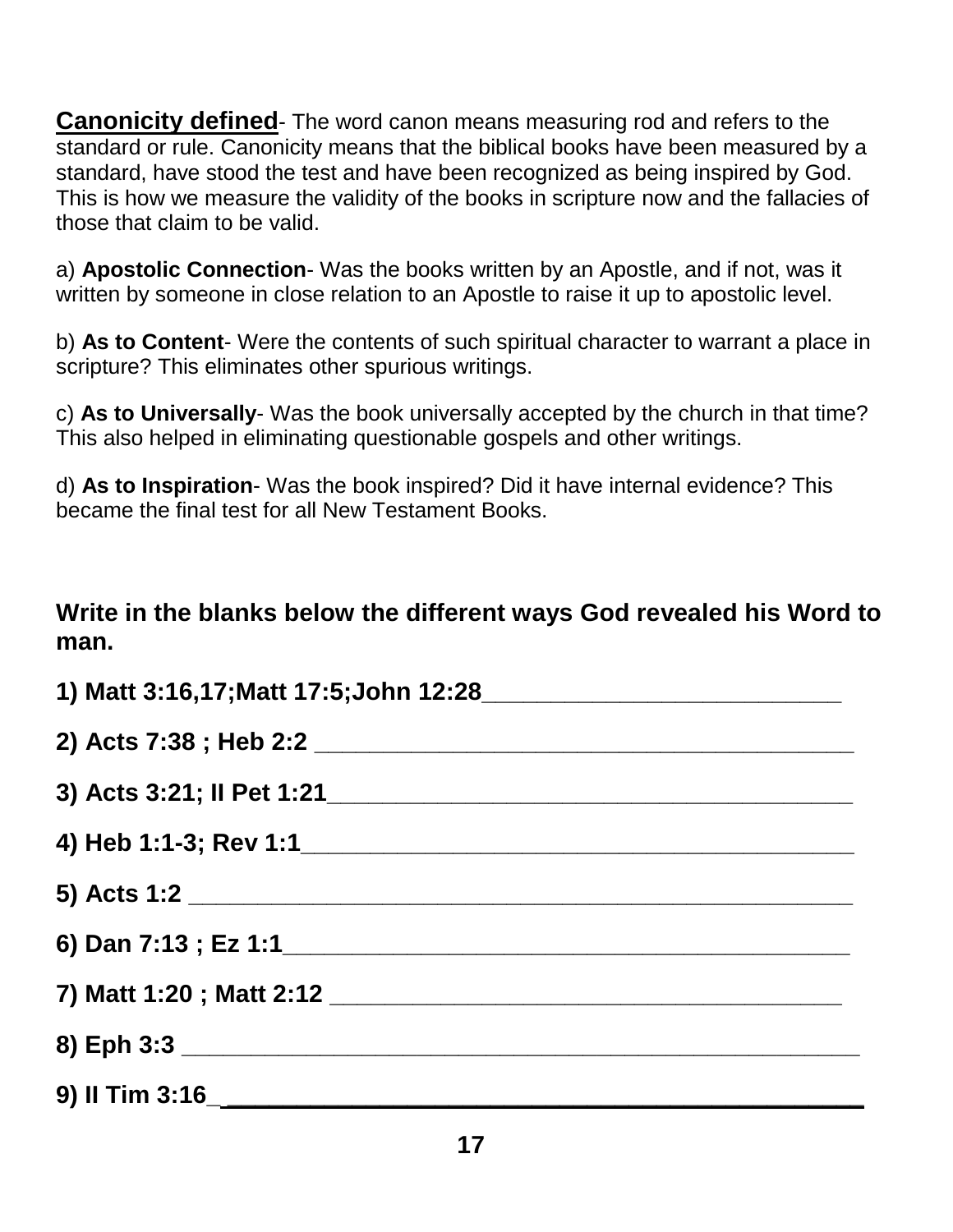**Canonicity defined**- The word canon means measuring rod and refers to the standard or rule. Canonicity means that the biblical books have been measured by a standard, have stood the test and have been recognized as being inspired by God. This is how we measure the validity of the books in scripture now and the fallacies of those that claim to be valid.

a) **Apostolic Connection**- Was the books written by an Apostle, and if not, was it written by someone in close relation to an Apostle to raise it up to apostolic level.

b) **As to Content**- Were the contents of such spiritual character to warrant a place in scripture? This eliminates other spurious writings.

c) **As to Universally**- Was the book universally accepted by the church in that time? This also helped in eliminating questionable gospels and other writings.

d) **As to Inspiration**- Was the book inspired? Did it have internal evidence? This became the final test for all New Testament Books.

**Write in the blanks below the different ways God revealed his Word to man.**

**1) Matt 3:16,17;Matt 17:5;John 12:28**___________________________

**2) Acts 7:38 ; Heb 2:2** _________________________________________

**3) Acts 3:21; II Pet 1:21**_______________________________________

**4) Heb 1:1-3; Rev 1:1**__________________________________________

**5) Acts 1:2** _________________________________________________

**6) Dan 7:13 ; Ez 1:1**__________________________________________

**7) Matt 1:20 ; Matt 2:12** _______________________________________

**8) Eph 3:3** _________________________________________________

**9) II Tim 3:16**_______________________________________________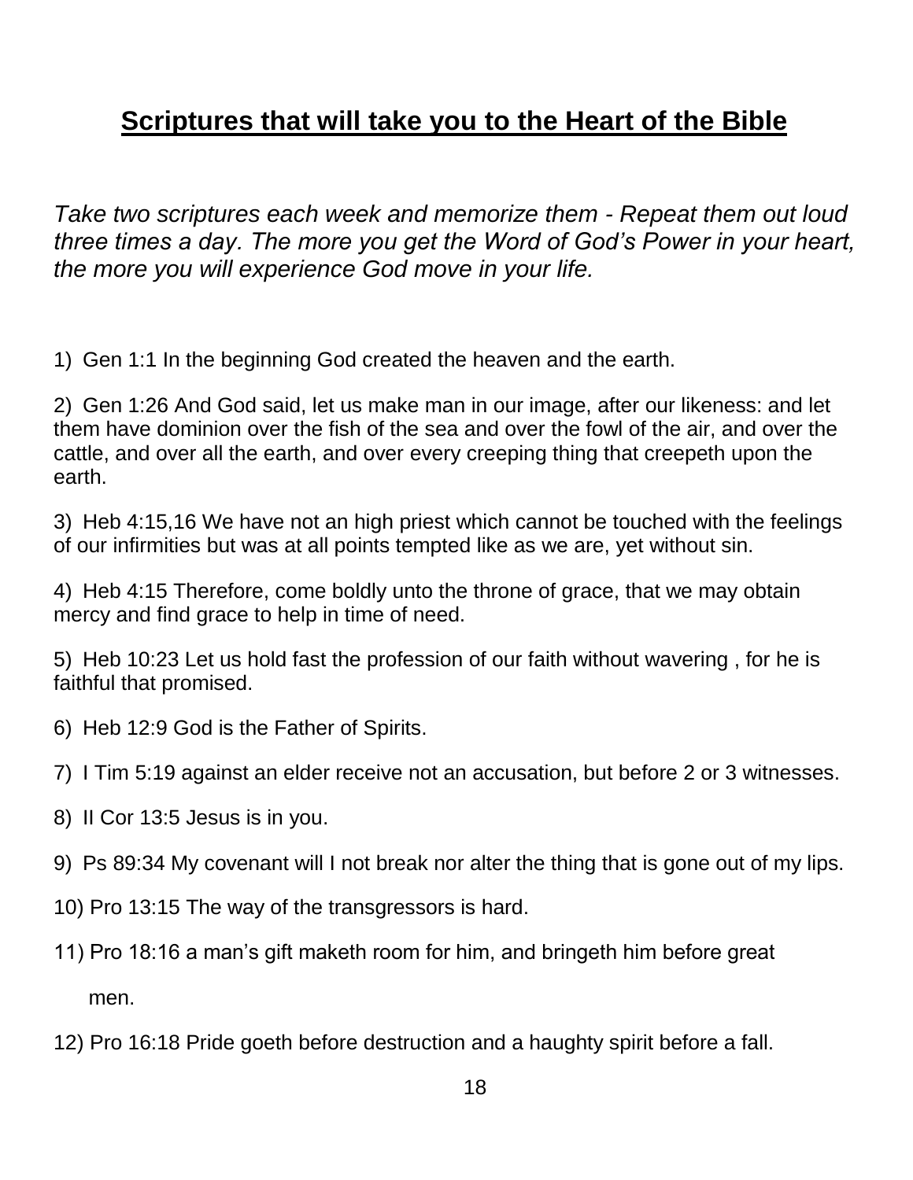# **Scriptures that will take you to the Heart of the Bible**

*Take two scriptures each week and memorize them - Repeat them out loud three times a day. The more you get the Word of God's Power in your heart, the more you will experience God move in your life.*

1) Gen 1:1 In the beginning God created the heaven and the earth.

2) Gen 1:26 And God said, let us make man in our image, after our likeness: and let them have dominion over the fish of the sea and over the fowl of the air, and over the cattle, and over all the earth, and over every creeping thing that creepeth upon the earth.

3) Heb 4:15,16 We have not an high priest which cannot be touched with the feelings of our infirmities but was at all points tempted like as we are, yet without sin.

4) Heb 4:15 Therefore, come boldly unto the throne of grace, that we may obtain mercy and find grace to help in time of need.

5) Heb 10:23 Let us hold fast the profession of our faith without wavering , for he is faithful that promised.

6) Heb 12:9 God is the Father of Spirits.

7) I Tim 5:19 against an elder receive not an accusation, but before 2 or 3 witnesses.

8) II Cor 13:5 Jesus is in you.

9) Ps 89:34 My covenant will I not break nor alter the thing that is gone out of my lips.

10) Pro 13:15 The way of the transgressors is hard.

11) Pro 18:16 a man's gift maketh room for him, and bringeth him before great men.

12) Pro 16:18 Pride goeth before destruction and a haughty spirit before a fall.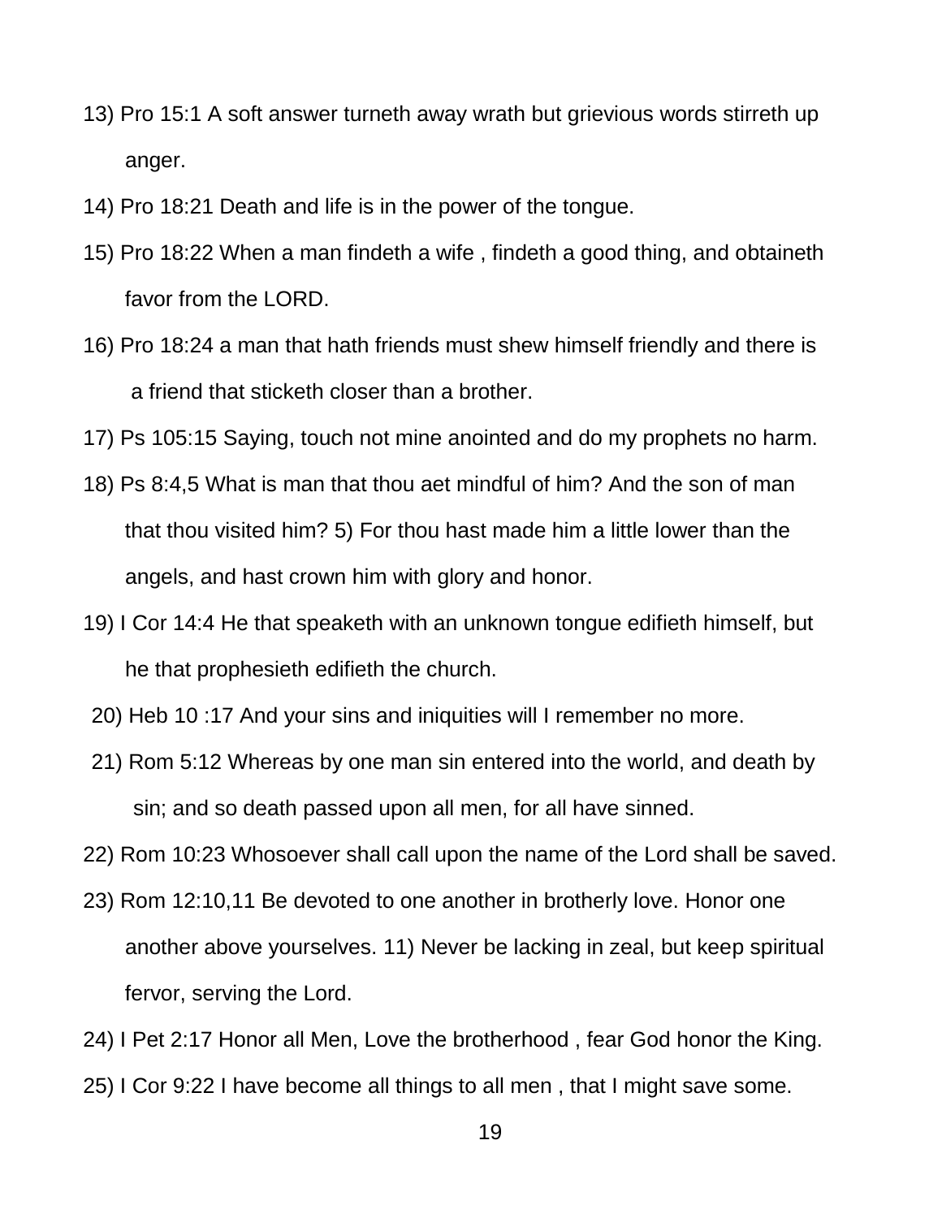13) Pro 15:1 A soft answer turneth away wrath but grievious words stirreth up anger.

14) Pro 18:21 Death and life is in the power of the tongue.

15) Pro 18:22 When a man findeth a wife , findeth a good thing, and obtaineth favor from the LORD.

16) Pro 18:24 a man that hath friends must shew himself friendly and there is a friend that sticketh closer than a brother.

17) Ps 105:15 Saying, touch not mine anointed and do my prophets no harm.

18) Ps 8:4,5 What is man that thou aet mindful of him? And the son of man that thou visited him? 5) For thou hast made him a little lower than the angels, and hast crown him with glory and honor.

19) I Cor 14:4 He that speaketh with an unknown tongue edifieth himself, but he that prophesieth edifieth the church.

20) Heb 10 :17 And your sins and iniquities will I remember no more.

21) Rom 5:12 Whereas by one man sin entered into the world, and death by sin; and so death passed upon all men, for all have sinned.

22) Rom 10:23 Whosoever shall call upon the name of the Lord shall be saved.

23) Rom 12:10,11 Be devoted to one another in brotherly love. Honor one another above yourselves. 11) Never be lacking in zeal, but keep spiritual fervor, serving the Lord.

24) I Pet 2:17 Honor all Men, Love the brotherhood , fear God honor the King.

25) I Cor 9:22 I have become all things to all men , that I might save some.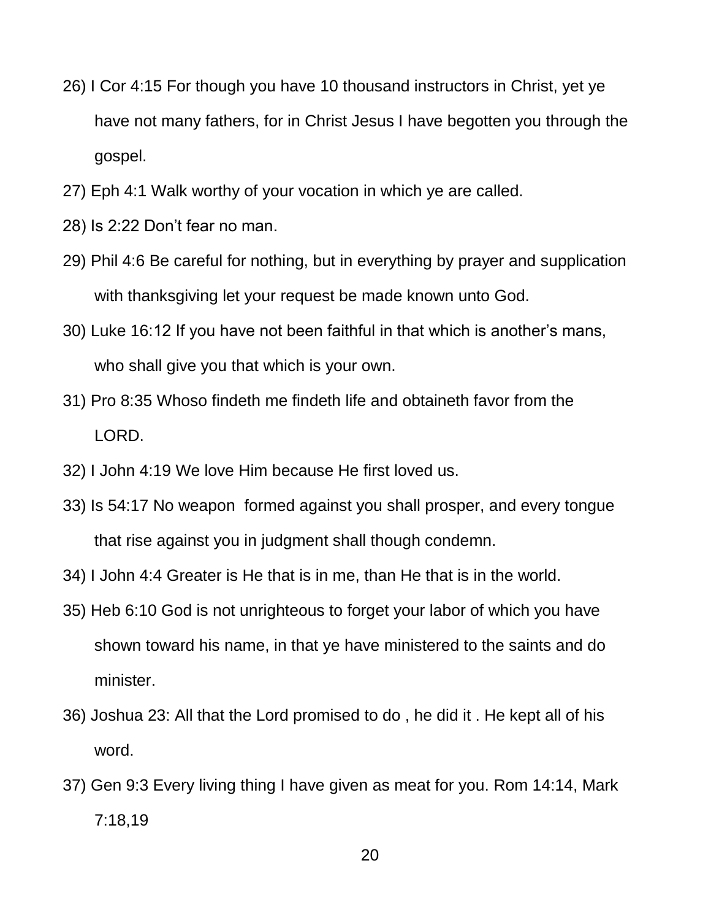26) I Cor 4:15 For though you have 10 thousand instructors in Christ, yet ye have not many fathers, for in Christ Jesus I have begotten you through the gospel.

27) Eph 4:1 Walk worthy of your vocation in which ye are called.

28) Is 2:22 Don't fear no man.

29) Phil 4:6 Be careful for nothing, but in everything by prayer and supplication with thanksgiving let your request be made known unto God.

30) Luke 16:12 If you have not been faithful in that which is another's mans, who shall give you that which is your own.

31) Pro 8:35 Whoso findeth me findeth life and obtaineth favor from the LORD.

32) I John 4:19 We love Him because He first loved us.

33) Is 54:17 No weapon formed against you shall prosper, and every tongue that rise against you in judgment shall though condemn.

34) I John 4:4 Greater is He that is in me, than He that is in the world.

35) Heb 6:10 God is not unrighteous to forget your labor of which you have shown toward his name, in that ye have ministered to the saints and do minister.

36) Joshua 23: All that the Lord promised to do , he did it . He kept all of his word.

37) Gen 9:3 Every living thing I have given as meat for you. Rom 14:14, Mark 7:18,19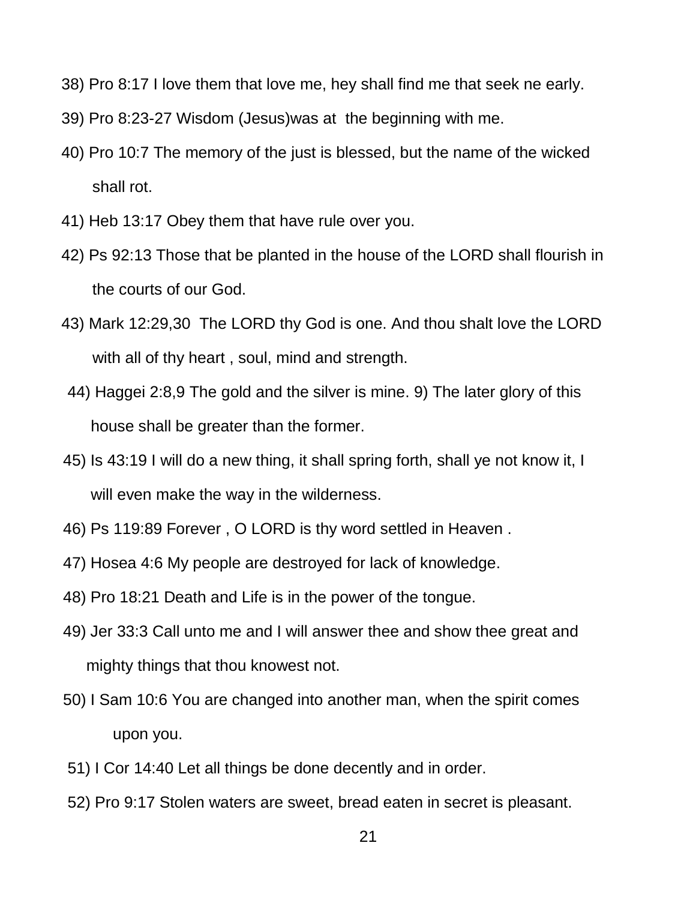38) Pro 8:17 I love them that love me, hey shall find me that seek ne early.

39) Pro 8:23-27 Wisdom (Jesus)was at  the beginning with me.

40) Pro 10:7 The memory of the just is blessed, but the name of the wicked shall rot.

41) Heb 13:17 Obey them that have rule over you.

42) Ps 92:13 Those that be planted in the house of the LORD shall flourish in the courts of our God.

43) Mark 12:29,30  The LORD thy God is one. And thou shalt love the LORD with all of thy heart , soul, mind and strength.

44) Haggei 2:8,9 The gold and the silver is mine. 9) The later glory of this house shall be greater than the former.

45) Is 43:19 I will do a new thing, it shall spring forth, shall ye not know it, I will even make the way in the wilderness.

46) Ps 119:89 Forever , O LORD is thy word settled in Heaven .

47) Hosea 4:6 My people are destroyed for lack of knowledge.

48) Pro 18:21 Death and Life is in the power of the tongue.

49) Jer 33:3 Call unto me and I will answer thee and show thee great and mighty things that thou knowest not.

50) I Sam 10:6 You are changed into another man, when the spirit comes upon you.

51) I Cor 14:40 Let all things be done decently and in order.

52) Pro 9:17 Stolen waters are sweet, bread eaten in secret is pleasant.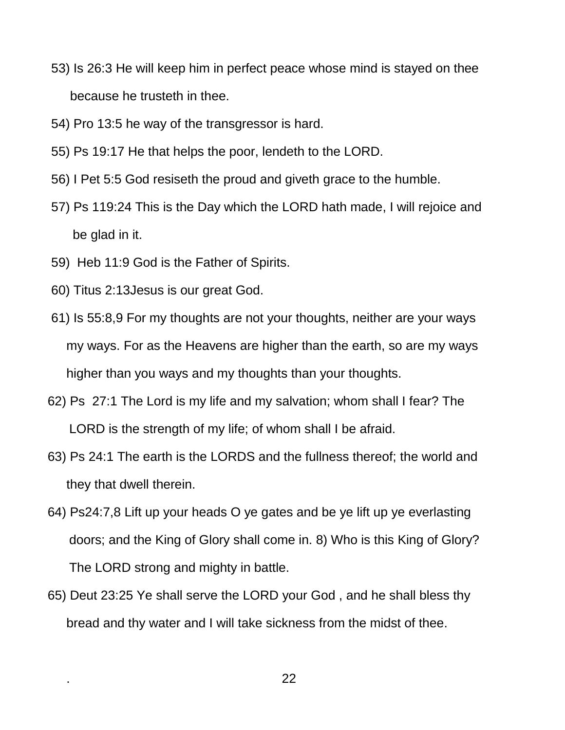53) Is 26:3 He will keep him in perfect peace whose mind is stayed on thee because he trusteth in thee.

54) Pro 13:5 he way of the transgressor is hard.

55) Ps 19:17 He that helps the poor, lendeth to the LORD.

56) I Pet 5:5 God resiseth the proud and giveth grace to the humble.

57) Ps 119:24 This is the Day which the LORD hath made, I will rejoice and be glad in it.

59) Heb 11:9 God is the Father of Spirits.

60) Titus 2:13Jesus is our great God.

61) Is 55:8,9 For my thoughts are not your thoughts, neither are your ways my ways. For as the Heavens are higher than the earth, so are my ways higher than you ways and my thoughts than your thoughts.

62) Ps 27:1 The Lord is my life and my salvation; whom shall I fear? The LORD is the strength of my life; of whom shall I be afraid.

63) Ps 24:1 The earth is the LORDS and the fullness thereof; the world and they that dwell therein.

64) Ps24:7,8 Lift up your heads O ye gates and be ye lift up ye everlasting doors; and the King of Glory shall come in. 8) Who is this King of Glory? The LORD strong and mighty in battle.

65) Deut 23:25 Ye shall serve the LORD your God , and he shall bless thy bread and thy water and I will take sickness from the midst of thee.

.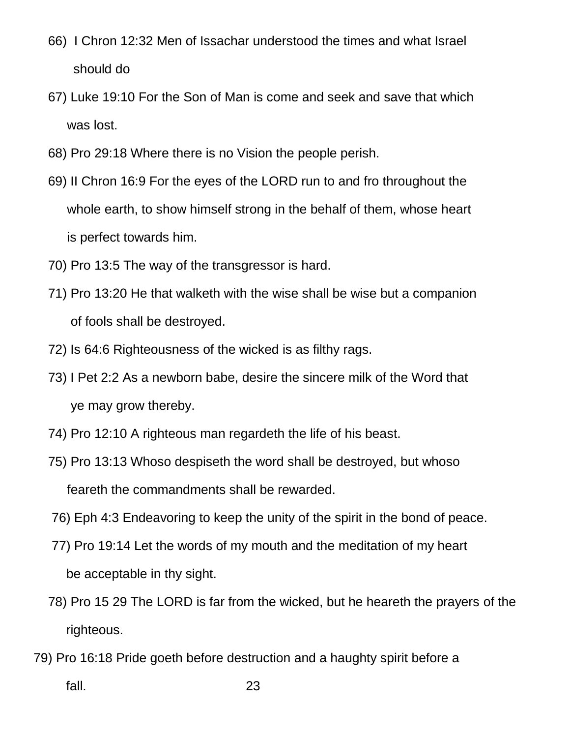66) I Chron 12:32 Men of Issachar understood the times and what Israel should do

67) Luke 19:10 For the Son of Man is come and seek and save that which was lost.

68) Pro 29:18 Where there is no Vision the people perish.

69) II Chron 16:9 For the eyes of the LORD run to and fro throughout the whole earth, to show himself strong in the behalf of them, whose heart is perfect towards him.

70) Pro 13:5 The way of the transgressor is hard.

71) Pro 13:20 He that walketh with the wise shall be wise but a companion of fools shall be destroyed.

72) Is 64:6 Righteousness of the wicked is as filthy rags.

73) I Pet 2:2 As a newborn babe, desire the sincere milk of the Word that ye may grow thereby.

74) Pro 12:10 A righteous man regardeth the life of his beast.

75) Pro 13:13 Whoso despiseth the word shall be destroyed, but whoso feareth the commandments shall be rewarded.

76) Eph 4:3 Endeavoring to keep the unity of the spirit in the bond of peace.

77) Pro 19:14 Let the words of my mouth and the meditation of my heart be acceptable in thy sight.

78) Pro 15 29 The LORD is far from the wicked, but he heareth the prayers of the righteous.

79) Pro 16:18 Pride goeth before destruction and a haughty spirit before a fall.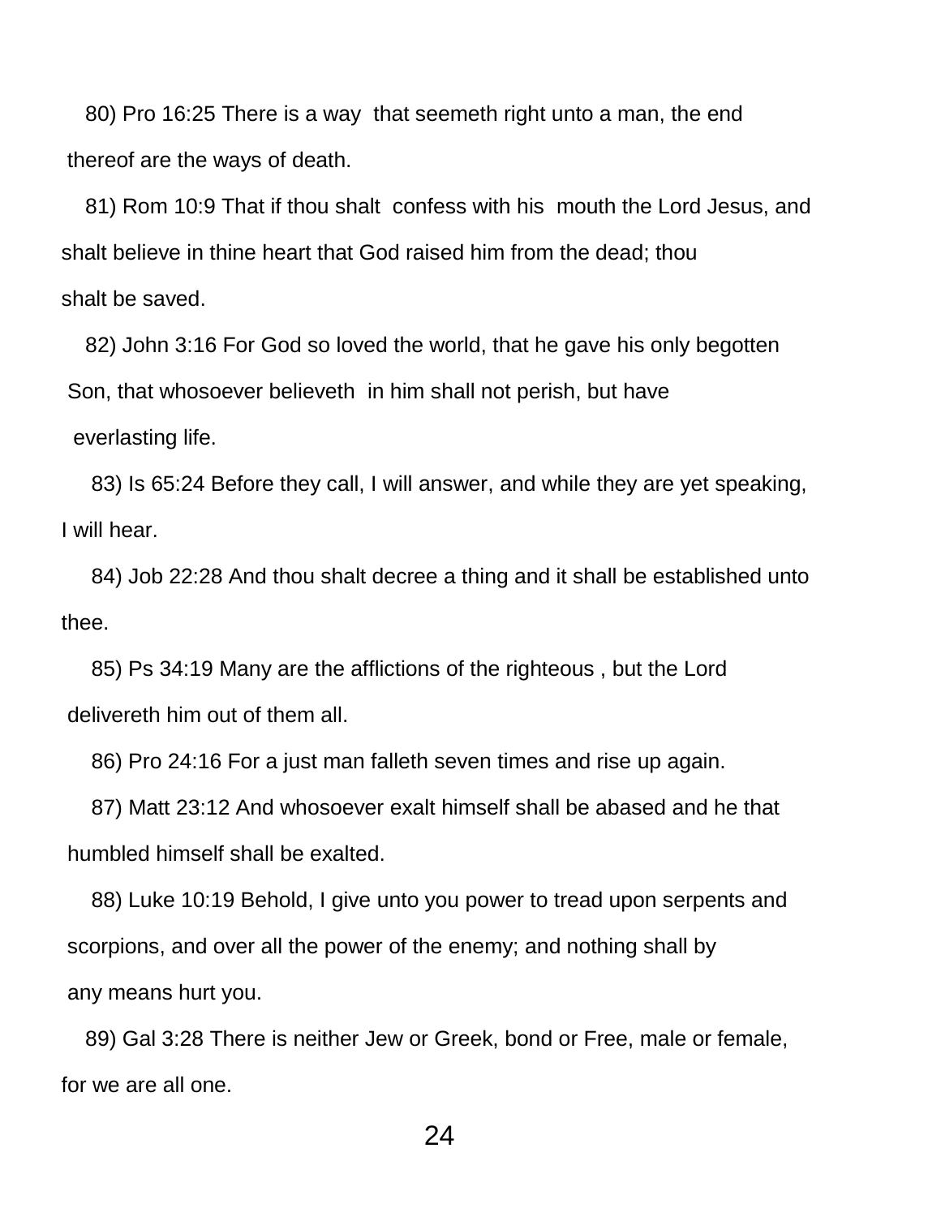80) Pro 16:25 There is a way  that seemeth right unto a man, the end thereof are the ways of death.

81) Rom 10:9 That if thou shalt  confess with his  mouth the Lord Jesus, and shalt believe in thine heart that God raised him from the dead; thou shalt be saved.

82) John 3:16 For God so loved the world, that he gave his only begotten Son, that whosoever believeth  in him shall not perish, but have everlasting life.

83) Is 65:24 Before they call, I will answer, and while they are yet speaking, I will hear.

84) Job 22:28 And thou shalt decree a thing and it shall be established unto thee.

85) Ps 34:19 Many are the afflictions of the righteous , but the Lord delivereth him out of them all.

86) Pro 24:16 For a just man falleth seven times and rise up again.

87) Matt 23:12 And whosoever exalt himself shall be abased and he that humbled himself shall be exalted.

88) Luke 10:19 Behold, I give unto you power to tread upon serpents and scorpions, and over all the power of the enemy; and nothing shall by any means hurt you.

89) Gal 3:28 There is neither Jew or Greek, bond or Free, male or female, for we are all one.